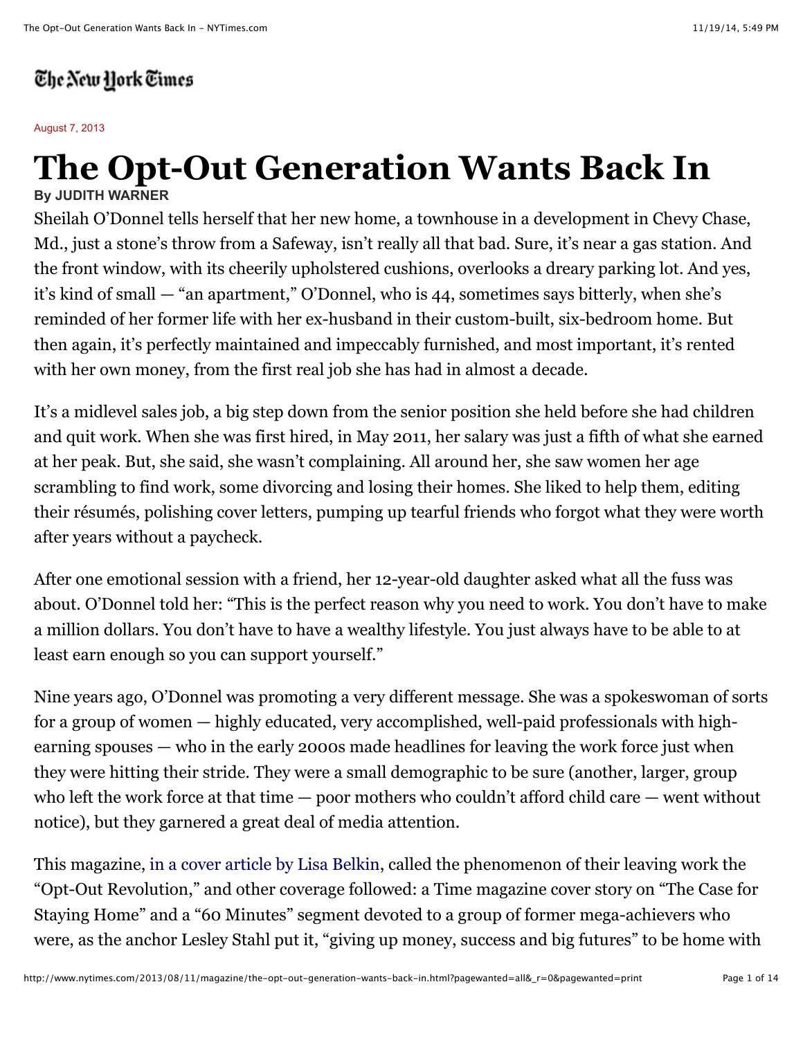The New York Times

August 7, 2013

# The Opt-Out Generation Wants Back In

**By JUDITH WARNER**

Sheilah O'Donnel tells herself that her new home, a townhouse in a development in Chevy Chase, Md., just a stone's throw from a Safeway, isn't really all that bad. Sure, it's near a gas station. And the front window, with its cheerily upholstered cushions, overlooks a dreary parking lot. And yes, it's kind of small — "an apartment," O'Donnel, who is 44, sometimes says bitterly, when she's reminded of her former life with her ex-husband in their custom-built, six-bedroom home. But then again, it's perfectly maintained and impeccably furnished, and most important, it's rented with her own money, from the first real job she has had in almost a decade.

It's a midlevel sales job, a big step down from the senior position she held before she had children and quit work. When she was first hired, in May 2011, her salary was just a fifth of what she earned at her peak. But, she said, she wasn't complaining. All around her, she saw women her age scrambling to find work, some divorcing and losing their homes. She liked to help them, editing their résumés, polishing cover letters, pumping up tearful friends who forgot what they were worth after years without a paycheck.

After one emotional session with a friend, her 12-year-old daughter asked what all the fuss was about. O'Donnel told her: "This is the perfect reason why you need to work. You don't have to make a million dollars. You don't have to have a wealthy lifestyle. You just always have to be able to at least earn enough so you can support yourself."

Nine years ago, O'Donnel was promoting a very different message. She was a spokeswoman of sorts for a group of women — highly educated, very accomplished, well-paid professionals with high-earning spouses — who in the early 2000s made headlines for leaving the work force just when they were hitting their stride. They were a small demographic to be sure (another, larger, group who left the work force at that time — poor mothers who couldn't afford child care — went without notice), but they garnered a great deal of media attention.

This magazine, in a cover article by Lisa Belkin, called the phenomenon of their leaving work the "Opt-Out Revolution," and other coverage followed: a Time magazine cover story on "The Case for Staying Home" and a "60 Minutes" segment devoted to a group of former mega-achievers who were, as the anchor Lesley Stahl put it, "giving up money, success and big futures" to be home with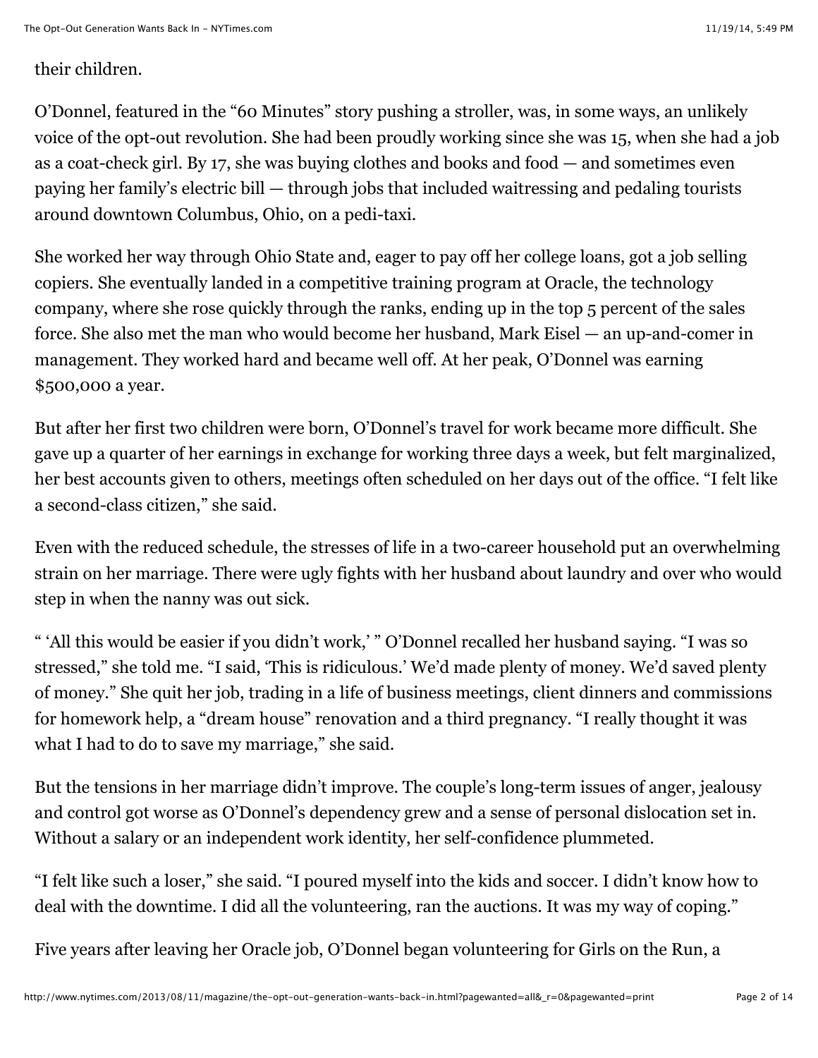their children.

O'Donnel, featured in the "60 Minutes" story pushing a stroller, was, in some ways, an unlikely voice of the opt-out revolution. She had been proudly working since she was 15, when she had a job as a coat-check girl. By 17, she was buying clothes and books and food — and sometimes even paying her family's electric bill — through jobs that included waitressing and pedaling tourists around downtown Columbus, Ohio, on a pedi-taxi.

She worked her way through Ohio State and, eager to pay off her college loans, got a job selling copiers. She eventually landed in a competitive training program at Oracle, the technology company, where she rose quickly through the ranks, ending up in the top 5 percent of the sales force. She also met the man who would become her husband, Mark Eisel — an up-and-comer in management. They worked hard and became well off. At her peak, O'Donnel was earning $500,000 a year.

But after her first two children were born, O'Donnel's travel for work became more difficult. She gave up a quarter of her earnings in exchange for working three days a week, but felt marginalized, her best accounts given to others, meetings often scheduled on her days out of the office. "I felt like a second-class citizen," she said.

Even with the reduced schedule, the stresses of life in a two-career household put an overwhelming strain on her marriage. There were ugly fights with her husband about laundry and over who would step in when the nanny was out sick.

" 'All this would be easier if you didn't work,' " O'Donnel recalled her husband saying. "I was so stressed," she told me. "I said, 'This is ridiculous.' We'd made plenty of money. We'd saved plenty of money." She quit her job, trading in a life of business meetings, client dinners and commissions for homework help, a "dream house" renovation and a third pregnancy. "I really thought it was what I had to do to save my marriage," she said.

But the tensions in her marriage didn't improve. The couple's long-term issues of anger, jealousy and control got worse as O'Donnel's dependency grew and a sense of personal dislocation set in. Without a salary or an independent work identity, her self-confidence plummeted.

"I felt like such a loser," she said. "I poured myself into the kids and soccer. I didn't know how to deal with the downtime. I did all the volunteering, ran the auctions. It was my way of coping."

Five years after leaving her Oracle job, O'Donnel began volunteering for Girls on the Run, a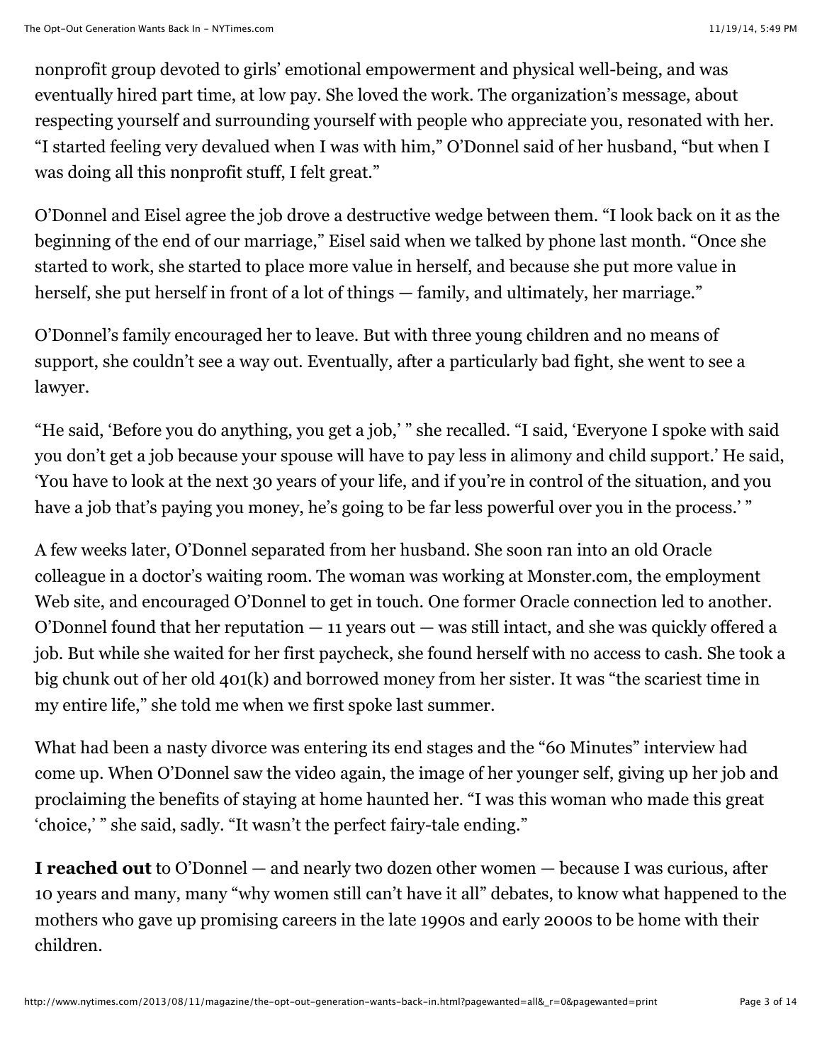nonprofit group devoted to girls' emotional empowerment and physical well-being, and was eventually hired part time, at low pay. She loved the work. The organization's message, about respecting yourself and surrounding yourself with people who appreciate you, resonated with her. "I started feeling very devalued when I was with him," O'Donnel said of her husband, "but when I was doing all this nonprofit stuff, I felt great."

O'Donnel and Eisel agree the job drove a destructive wedge between them. "I look back on it as the beginning of the end of our marriage," Eisel said when we talked by phone last month. "Once she started to work, she started to place more value in herself, and because she put more value in herself, she put herself in front of a lot of things — family, and ultimately, her marriage."

O'Donnel's family encouraged her to leave. But with three young children and no means of support, she couldn't see a way out. Eventually, after a particularly bad fight, she went to see a lawyer.

"He said, 'Before you do anything, you get a job,' " she recalled. "I said, 'Everyone I spoke with said you don't get a job because your spouse will have to pay less in alimony and child support.' He said, 'You have to look at the next 30 years of your life, and if you're in control of the situation, and you have a job that's paying you money, he's going to be far less powerful over you in the process.' "

A few weeks later, O'Donnel separated from her husband. She soon ran into an old Oracle colleague in a doctor's waiting room. The woman was working at Monster.com, the employment Web site, and encouraged O'Donnel to get in touch. One former Oracle connection led to another. O'Donnel found that her reputation — 11 years out — was still intact, and she was quickly offered a job. But while she waited for her first paycheck, she found herself with no access to cash. She took a big chunk out of her old 401(k) and borrowed money from her sister. It was "the scariest time in my entire life," she told me when we first spoke last summer.

What had been a nasty divorce was entering its end stages and the "60 Minutes" interview had come up. When O'Donnel saw the video again, the image of her younger self, giving up her job and proclaiming the benefits of staying at home haunted her. "I was this woman who made this great 'choice,' " she said, sadly. "It wasn't the perfect fairy-tale ending."

**I reached out** to O'Donnel — and nearly two dozen other women — because I was curious, after 10 years and many, many "why women still can't have it all" debates, to know what happened to the mothers who gave up promising careers in the late 1990s and early 2000s to be home with their children.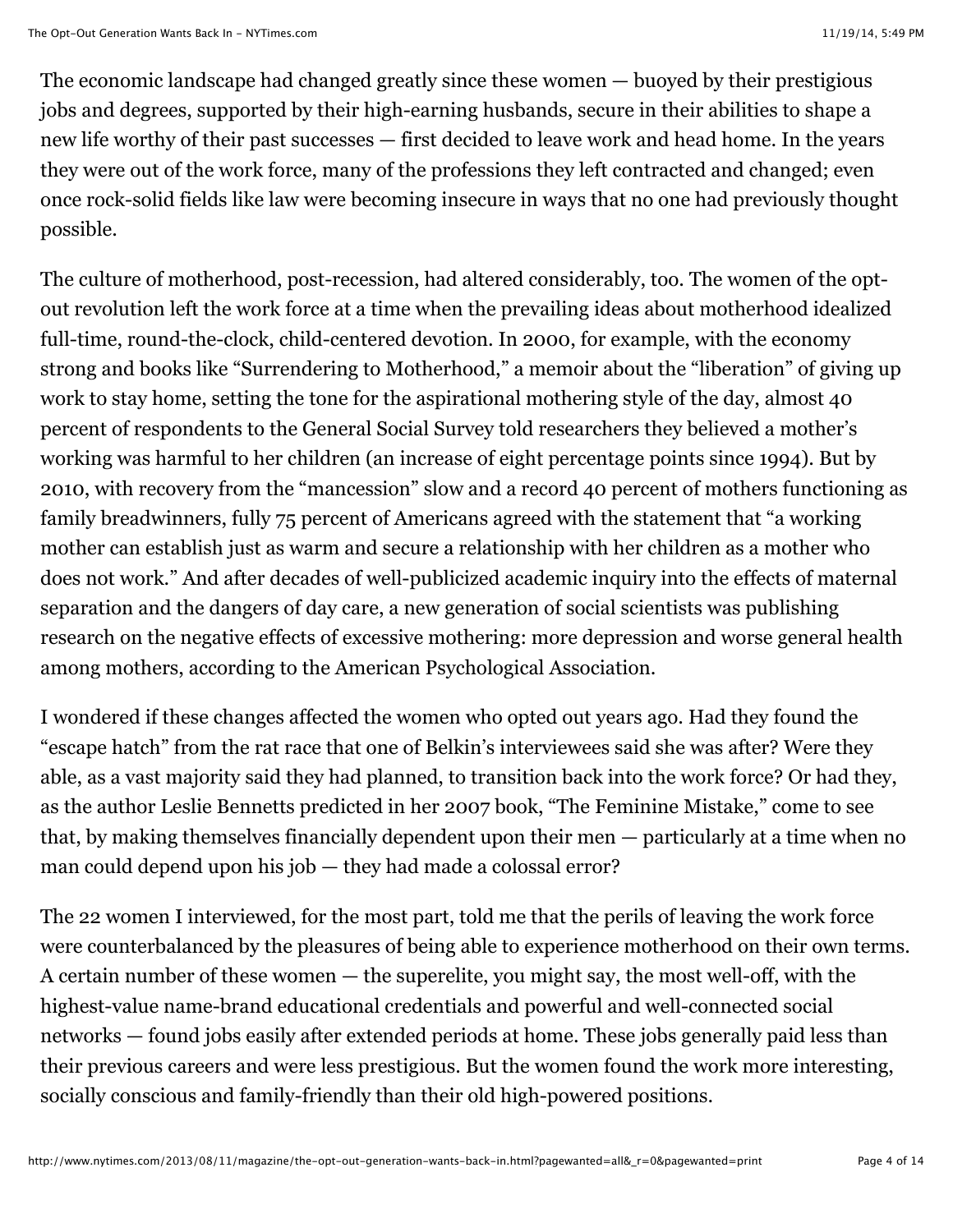The economic landscape had changed greatly since these women — buoyed by their prestigious jobs and degrees, supported by their high-earning husbands, secure in their abilities to shape a new life worthy of their past successes — first decided to leave work and head home. In the years they were out of the work force, many of the professions they left contracted and changed; even once rock-solid fields like law were becoming insecure in ways that no one had previously thought possible.

The culture of motherhood, post-recession, had altered considerably, too. The women of the opt-out revolution left the work force at a time when the prevailing ideas about motherhood idealized full-time, round-the-clock, child-centered devotion. In 2000, for example, with the economy strong and books like "Surrendering to Motherhood," a memoir about the "liberation" of giving up work to stay home, setting the tone for the aspirational mothering style of the day, almost 40 percent of respondents to the General Social Survey told researchers they believed a mother's working was harmful to her children (an increase of eight percentage points since 1994). But by 2010, with recovery from the "mancession" slow and a record 40 percent of mothers functioning as family breadwinners, fully 75 percent of Americans agreed with the statement that "a working mother can establish just as warm and secure a relationship with her children as a mother who does not work." And after decades of well-publicized academic inquiry into the effects of maternal separation and the dangers of day care, a new generation of social scientists was publishing research on the negative effects of excessive mothering: more depression and worse general health among mothers, according to the American Psychological Association.

I wondered if these changes affected the women who opted out years ago. Had they found the "escape hatch" from the rat race that one of Belkin's interviewees said she was after? Were they able, as a vast majority said they had planned, to transition back into the work force? Or had they, as the author Leslie Bennetts predicted in her 2007 book, "The Feminine Mistake," come to see that, by making themselves financially dependent upon their men — particularly at a time when no man could depend upon his job — they had made a colossal error?

The 22 women I interviewed, for the most part, told me that the perils of leaving the work force were counterbalanced by the pleasures of being able to experience motherhood on their own terms. A certain number of these women — the superelite, you might say, the most well-off, with the highest-value name-brand educational credentials and powerful and well-connected social networks — found jobs easily after extended periods at home. These jobs generally paid less than their previous careers and were less prestigious. But the women found the work more interesting, socially conscious and family-friendly than their old high-powered positions.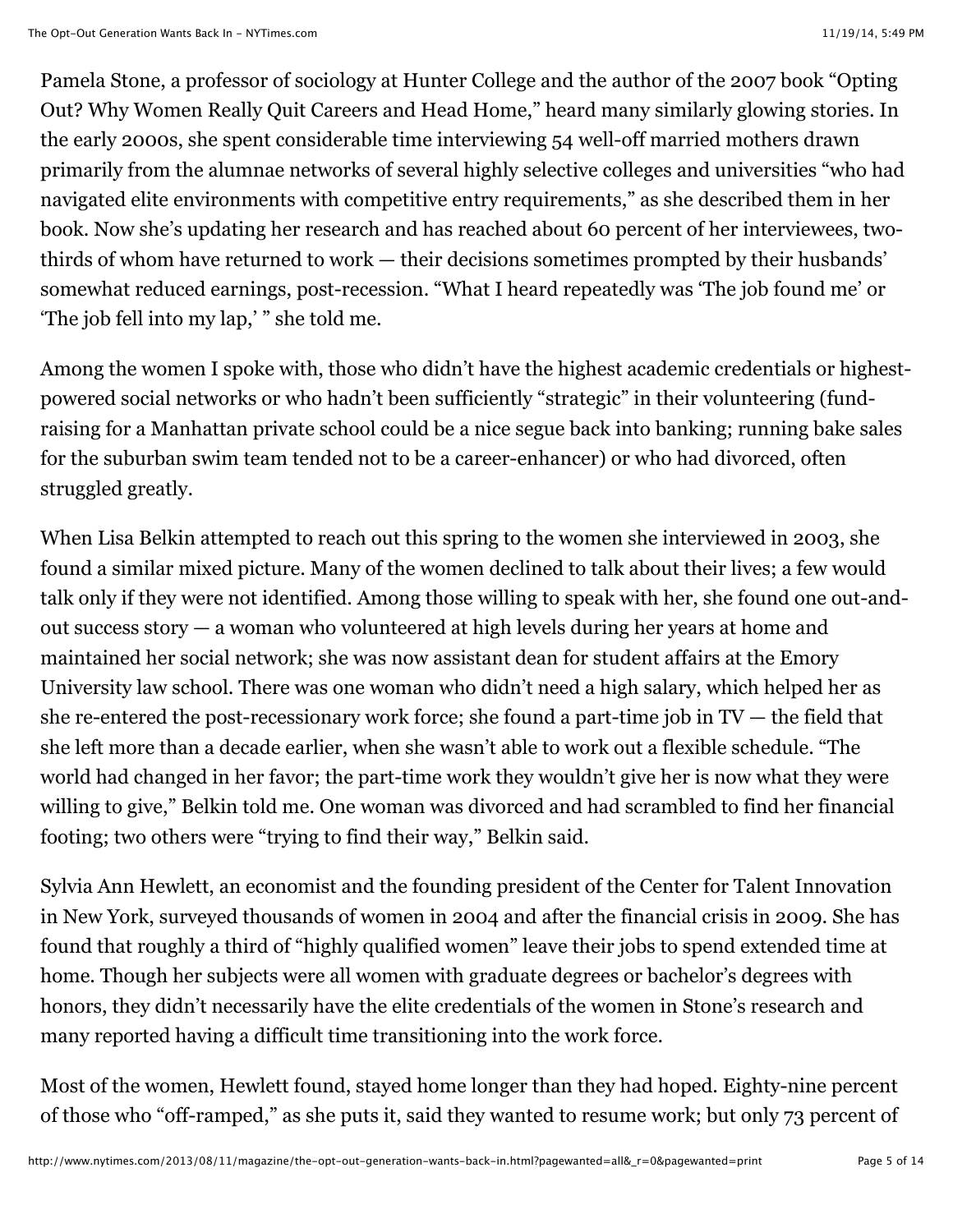Pamela Stone, a professor of sociology at Hunter College and the author of the 2007 book "Opting Out? Why Women Really Quit Careers and Head Home," heard many similarly glowing stories. In the early 2000s, she spent considerable time interviewing 54 well-off married mothers drawn primarily from the alumnae networks of several highly selective colleges and universities "who had navigated elite environments with competitive entry requirements," as she described them in her book. Now she's updating her research and has reached about 60 percent of her interviewees, two-thirds of whom have returned to work — their decisions sometimes prompted by their husbands' somewhat reduced earnings, post-recession. "What I heard repeatedly was 'The job found me' or 'The job fell into my lap,' " she told me.

Among the women I spoke with, those who didn't have the highest academic credentials or highest-powered social networks or who hadn't been sufficiently "strategic" in their volunteering (fund-raising for a Manhattan private school could be a nice segue back into banking; running bake sales for the suburban swim team tended not to be a career-enhancer) or who had divorced, often struggled greatly.

When Lisa Belkin attempted to reach out this spring to the women she interviewed in 2003, she found a similar mixed picture. Many of the women declined to talk about their lives; a few would talk only if they were not identified. Among those willing to speak with her, she found one out-and-out success story — a woman who volunteered at high levels during her years at home and maintained her social network; she was now assistant dean for student affairs at the Emory University law school. There was one woman who didn't need a high salary, which helped her as she re-entered the post-recessionary work force; she found a part-time job in TV — the field that she left more than a decade earlier, when she wasn't able to work out a flexible schedule. "The world had changed in her favor; the part-time work they wouldn't give her is now what they were willing to give," Belkin told me. One woman was divorced and had scrambled to find her financial footing; two others were "trying to find their way," Belkin said.

Sylvia Ann Hewlett, an economist and the founding president of the Center for Talent Innovation in New York, surveyed thousands of women in 2004 and after the financial crisis in 2009. She has found that roughly a third of "highly qualified women" leave their jobs to spend extended time at home. Though her subjects were all women with graduate degrees or bachelor's degrees with honors, they didn't necessarily have the elite credentials of the women in Stone's research and many reported having a difficult time transitioning into the work force.

Most of the women, Hewlett found, stayed home longer than they had hoped. Eighty-nine percent of those who "off-ramped," as she puts it, said they wanted to resume work; but only 73 percent of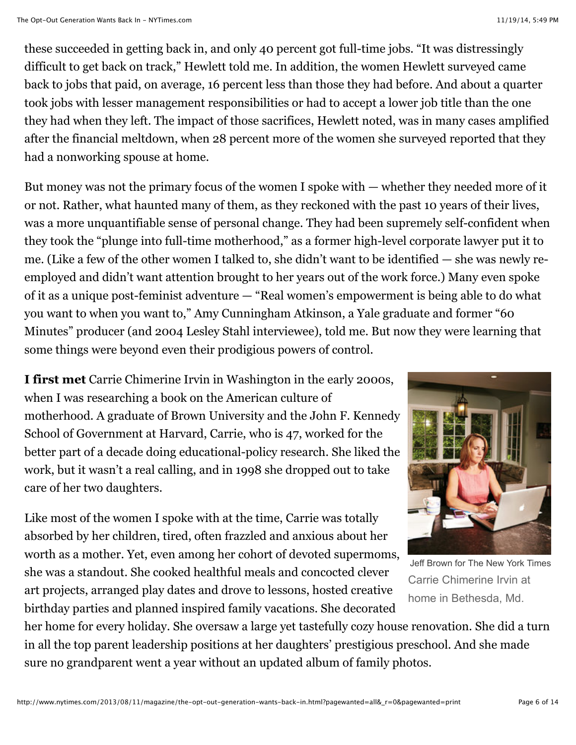these succeeded in getting back in, and only 40 percent got full-time jobs. "It was distressingly difficult to get back on track," Hewlett told me. In addition, the women Hewlett surveyed came back to jobs that paid, on average, 16 percent less than those they had before. And about a quarter took jobs with lesser management responsibilities or had to accept a lower job title than the one they had when they left. The impact of those sacrifices, Hewlett noted, was in many cases amplified after the financial meltdown, when 28 percent more of the women she surveyed reported that they had a nonworking spouse at home.

But money was not the primary focus of the women I spoke with — whether they needed more of it or not. Rather, what haunted many of them, as they reckoned with the past 10 years of their lives, was a more unquantifiable sense of personal change. They had been supremely self-confident when they took the "plunge into full-time motherhood," as a former high-level corporate lawyer put it to me. (Like a few of the other women I talked to, she didn't want to be identified — she was newly re-employed and didn't want attention brought to her years out of the work force.) Many even spoke of it as a unique post-feminist adventure — "Real women's empowerment is being able to do what you want to when you want to," Amy Cunningham Atkinson, a Yale graduate and former "60 Minutes" producer (and 2004 Lesley Stahl interviewee), told me. But now they were learning that some things were beyond even their prodigious powers of control.

**I first met** Carrie Chimerine Irvin in Washington in the early 2000s, when I was researching a book on the American culture of motherhood. A graduate of Brown University and the John F. Kennedy School of Government at Harvard, Carrie, who is 47, worked for the better part of a decade doing educational-policy research. She liked the work, but it wasn't a real calling, and in 1998 she dropped out to take care of her two daughters.

Jeff Brown for The New York Times

Carrie Chimerine Irvin at home in Bethesda, Md.

Like most of the women I spoke with at the time, Carrie was totally absorbed by her children, tired, often frazzled and anxious about her worth as a mother. Yet, even among her cohort of devoted supermoms, she was a standout. She cooked healthful meals and concocted clever art projects, arranged play dates and drove to lessons, hosted creative birthday parties and planned inspired family vacations. She decorated her home for every holiday. She oversaw a large yet tastefully cozy house renovation. She did a turn in all the top parent leadership positions at her daughters' prestigious preschool. And she made sure no grandparent went a year without an updated album of family photos.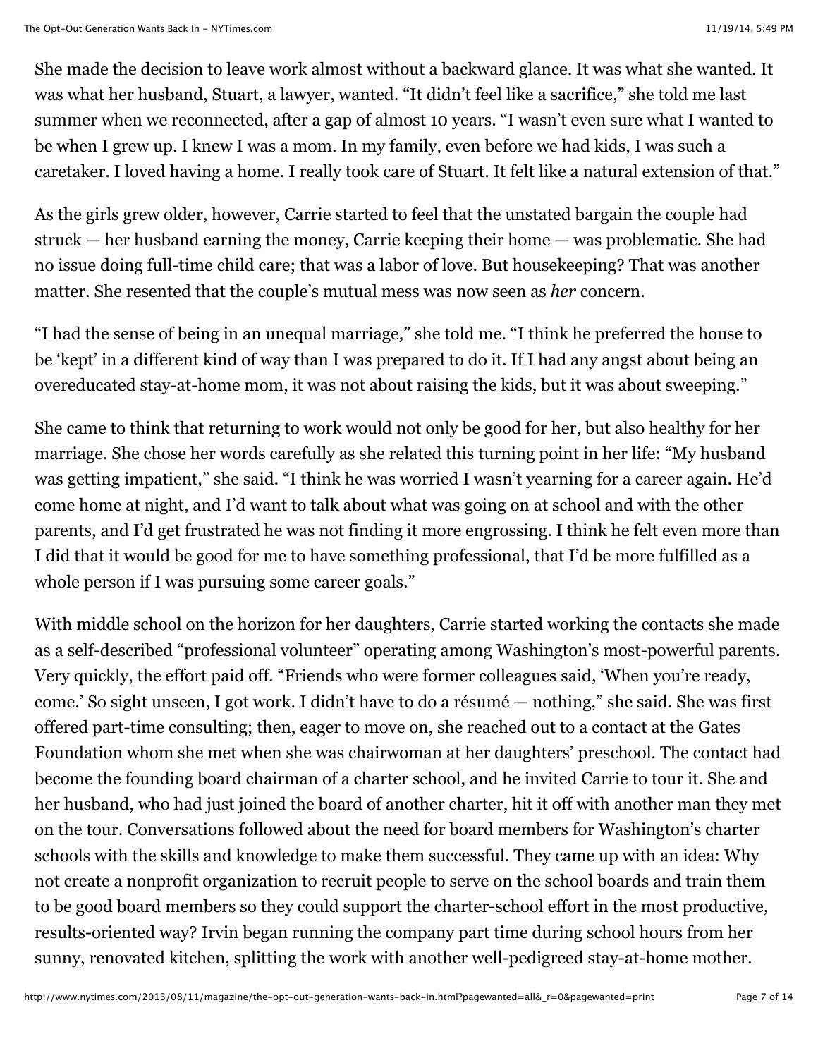She made the decision to leave work almost without a backward glance. It was what she wanted. It was what her husband, Stuart, a lawyer, wanted. “It didn’t feel like a sacrifice,” she told me last summer when we reconnected, after a gap of almost 10 years. “I wasn’t even sure what I wanted to be when I grew up. I knew I was a mom. In my family, even before we had kids, I was such a caretaker. I loved having a home. I really took care of Stuart. It felt like a natural extension of that.”

As the girls grew older, however, Carrie started to feel that the unstated bargain the couple had struck — her husband earning the money, Carrie keeping their home — was problematic. She had no issue doing full-time child care; that was a labor of love. But housekeeping? That was another matter. She resented that the couple’s mutual mess was now seen as *her* concern.

“I had the sense of being in an unequal marriage,” she told me. “I think he preferred the house to be ‘kept’ in a different kind of way than I was prepared to do it. If I had any angst about being an overeducated stay-at-home mom, it was not about raising the kids, but it was about sweeping.”

She came to think that returning to work would not only be good for her, but also healthy for her marriage. She chose her words carefully as she related this turning point in her life: “My husband was getting impatient,” she said. “I think he was worried I wasn’t yearning for a career again. He’d come home at night, and I’d want to talk about what was going on at school and with the other parents, and I’d get frustrated he was not finding it more engrossing. I think he felt even more than I did that it would be good for me to have something professional, that I’d be more fulfilled as a whole person if I was pursuing some career goals.”

With middle school on the horizon for her daughters, Carrie started working the contacts she made as a self-described “professional volunteer” operating among Washington’s most-powerful parents. Very quickly, the effort paid off. “Friends who were former colleagues said, ‘When you’re ready, come.’ So sight unseen, I got work. I didn’t have to do a résumé — nothing,” she said. She was first offered part-time consulting; then, eager to move on, she reached out to a contact at the Gates Foundation whom she met when she was chairwoman at her daughters’ preschool. The contact had become the founding board chairman of a charter school, and he invited Carrie to tour it. She and her husband, who had just joined the board of another charter, hit it off with another man they met on the tour. Conversations followed about the need for board members for Washington’s charter schools with the skills and knowledge to make them successful. They came up with an idea: Why not create a nonprofit organization to recruit people to serve on the school boards and train them to be good board members so they could support the charter-school effort in the most productive, results-oriented way? Irvin began running the company part time during school hours from her sunny, renovated kitchen, splitting the work with another well-pedigreed stay-at-home mother.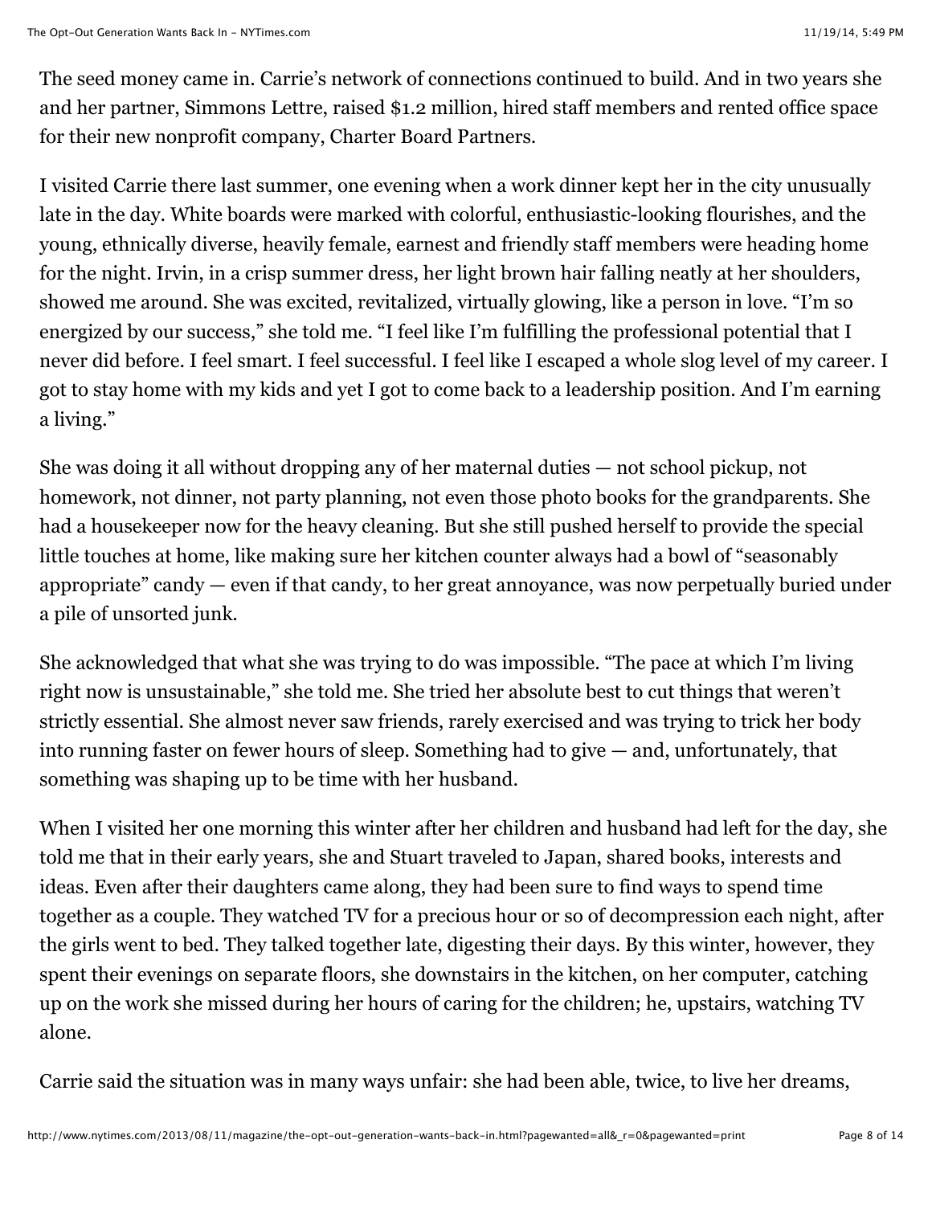The seed money came in. Carrie's network of connections continued to build. And in two years she and her partner, Simmons Lettre, raised $1.2 million, hired staff members and rented office space for their new nonprofit company, Charter Board Partners.

I visited Carrie there last summer, one evening when a work dinner kept her in the city unusually late in the day. White boards were marked with colorful, enthusiastic-looking flourishes, and the young, ethnically diverse, heavily female, earnest and friendly staff members were heading home for the night. Irvin, in a crisp summer dress, her light brown hair falling neatly at her shoulders, showed me around. She was excited, revitalized, virtually glowing, like a person in love. "I'm so energized by our success," she told me. "I feel like I'm fulfilling the professional potential that I never did before. I feel smart. I feel successful. I feel like I escaped a whole slog level of my career. I got to stay home with my kids and yet I got to come back to a leadership position. And I'm earning a living."

She was doing it all without dropping any of her maternal duties — not school pickup, not homework, not dinner, not party planning, not even those photo books for the grandparents. She had a housekeeper now for the heavy cleaning. But she still pushed herself to provide the special little touches at home, like making sure her kitchen counter always had a bowl of "seasonably appropriate" candy — even if that candy, to her great annoyance, was now perpetually buried under a pile of unsorted junk.

She acknowledged that what she was trying to do was impossible. "The pace at which I'm living right now is unsustainable," she told me. She tried her absolute best to cut things that weren't strictly essential. She almost never saw friends, rarely exercised and was trying to trick her body into running faster on fewer hours of sleep. Something had to give — and, unfortunately, that something was shaping up to be time with her husband.

When I visited her one morning this winter after her children and husband had left for the day, she told me that in their early years, she and Stuart traveled to Japan, shared books, interests and ideas. Even after their daughters came along, they had been sure to find ways to spend time together as a couple. They watched TV for a precious hour or so of decompression each night, after the girls went to bed. They talked together late, digesting their days. By this winter, however, they spent their evenings on separate floors, she downstairs in the kitchen, on her computer, catching up on the work she missed during her hours of caring for the children; he, upstairs, watching TV alone.

Carrie said the situation was in many ways unfair: she had been able, twice, to live her dreams,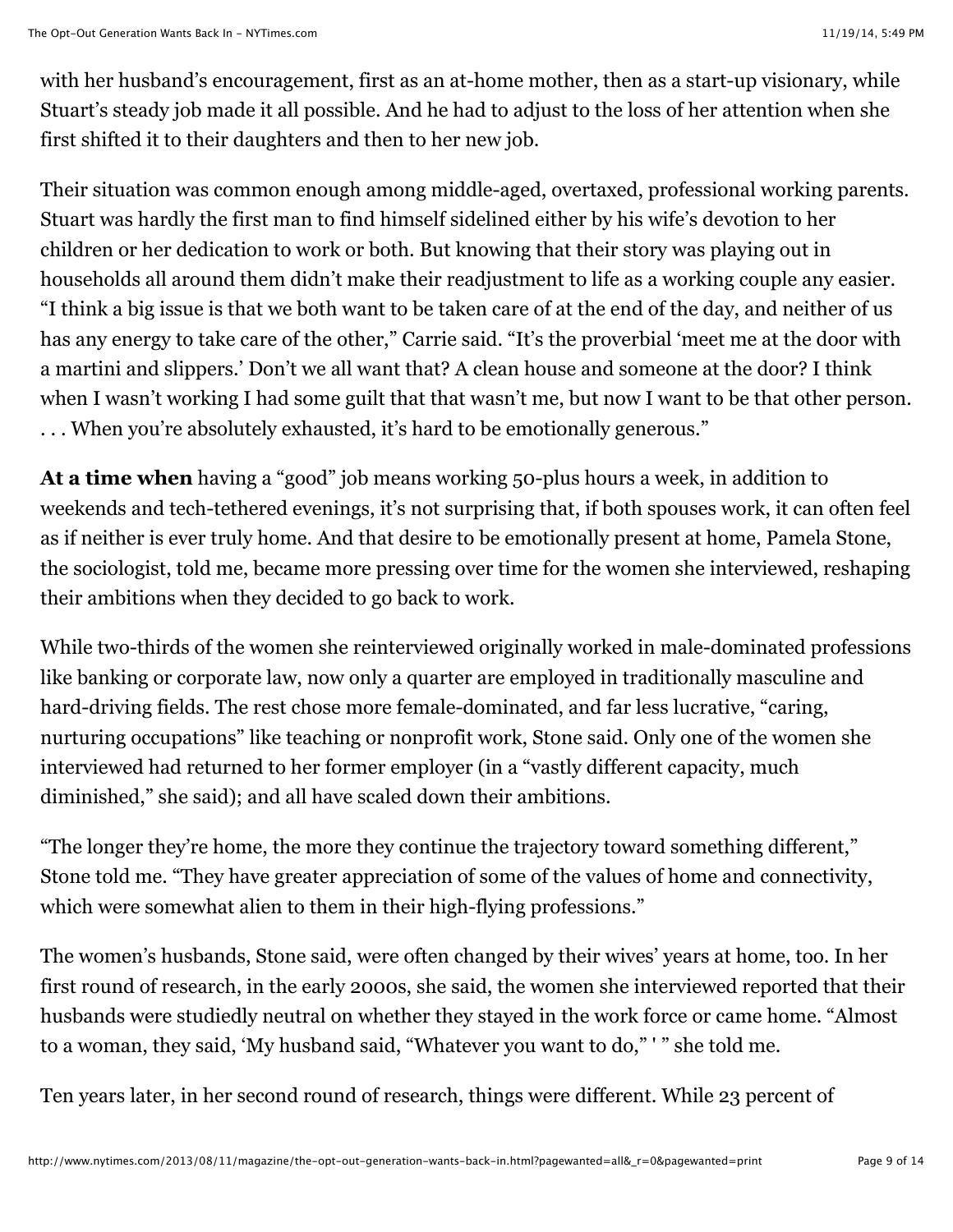with her husband's encouragement, first as an at-home mother, then as a start-up visionary, while Stuart's steady job made it all possible. And he had to adjust to the loss of her attention when she first shifted it to their daughters and then to her new job.

Their situation was common enough among middle-aged, overtaxed, professional working parents. Stuart was hardly the first man to find himself sidelined either by his wife's devotion to her children or her dedication to work or both. But knowing that their story was playing out in households all around them didn't make their readjustment to life as a working couple any easier. "I think a big issue is that we both want to be taken care of at the end of the day, and neither of us has any energy to take care of the other," Carrie said. "It's the proverbial 'meet me at the door with a martini and slippers.' Don't we all want that? A clean house and someone at the door? I think when I wasn't working I had some guilt that that wasn't me, but now I want to be that other person. . . . When you're absolutely exhausted, it's hard to be emotionally generous."

**At a time when** having a "good" job means working 50-plus hours a week, in addition to weekends and tech-tethered evenings, it's not surprising that, if both spouses work, it can often feel as if neither is ever truly home. And that desire to be emotionally present at home, Pamela Stone, the sociologist, told me, became more pressing over time for the women she interviewed, reshaping their ambitions when they decided to go back to work.

While two-thirds of the women she reinterviewed originally worked in male-dominated professions like banking or corporate law, now only a quarter are employed in traditionally masculine and hard-driving fields. The rest chose more female-dominated, and far less lucrative, "caring, nurturing occupations" like teaching or nonprofit work, Stone said. Only one of the women she interviewed had returned to her former employer (in a "vastly different capacity, much diminished," she said); and all have scaled down their ambitions.

"The longer they're home, the more they continue the trajectory toward something different," Stone told me. "They have greater appreciation of some of the values of home and connectivity, which were somewhat alien to them in their high-flying professions."

The women's husbands, Stone said, were often changed by their wives' years at home, too. In her first round of research, in the early 2000s, she said, the women she interviewed reported that their husbands were studiedly neutral on whether they stayed in the work force or came home. "Almost to a woman, they said, 'My husband said, "Whatever you want to do," ' " she told me.

Ten years later, in her second round of research, things were different. While 23 percent of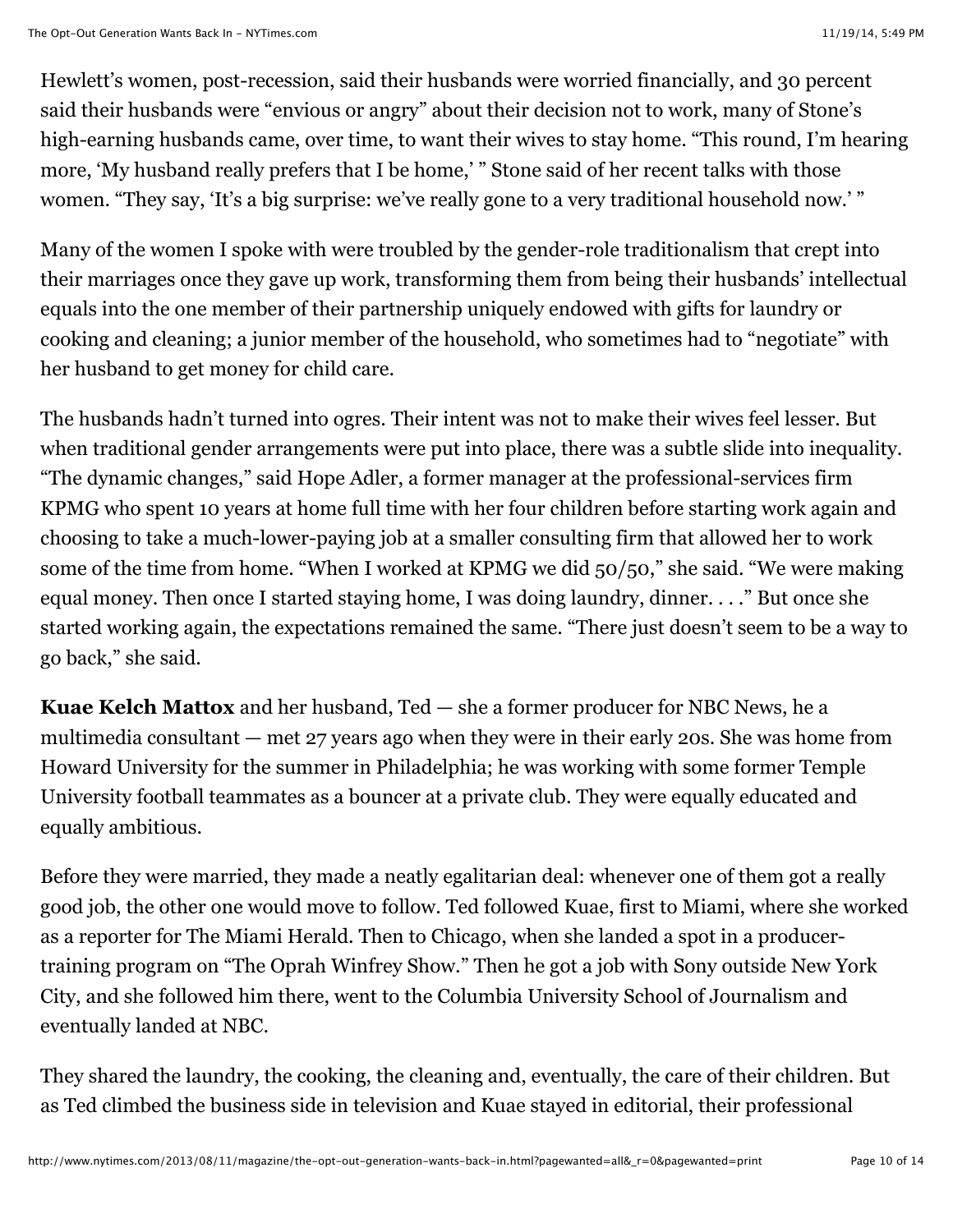Hewlett's women, post-recession, said their husbands were worried financially, and 30 percent said their husbands were "envious or angry" about their decision not to work, many of Stone's high-earning husbands came, over time, to want their wives to stay home. "This round, I'm hearing more, 'My husband really prefers that I be home,' " Stone said of her recent talks with those women. "They say, 'It's a big surprise: we've really gone to a very traditional household now.' "

Many of the women I spoke with were troubled by the gender-role traditionalism that crept into their marriages once they gave up work, transforming them from being their husbands' intellectual equals into the one member of their partnership uniquely endowed with gifts for laundry or cooking and cleaning; a junior member of the household, who sometimes had to "negotiate" with her husband to get money for child care.

The husbands hadn't turned into ogres. Their intent was not to make their wives feel lesser. But when traditional gender arrangements were put into place, there was a subtle slide into inequality. "The dynamic changes," said Hope Adler, a former manager at the professional-services firm KPMG who spent 10 years at home full time with her four children before starting work again and choosing to take a much-lower-paying job at a smaller consulting firm that allowed her to work some of the time from home. "When I worked at KPMG we did 50/50," she said. "We were making equal money. Then once I started staying home, I was doing laundry, dinner. . . ." But once she started working again, the expectations remained the same. "There just doesn't seem to be a way to go back," she said.

**Kuae Kelch Mattox** and her husband, Ted — she a former producer for NBC News, he a multimedia consultant — met 27 years ago when they were in their early 20s. She was home from Howard University for the summer in Philadelphia; he was working with some former Temple University football teammates as a bouncer at a private club. They were equally educated and equally ambitious.

Before they were married, they made a neatly egalitarian deal: whenever one of them got a really good job, the other one would move to follow. Ted followed Kuae, first to Miami, where she worked as a reporter for The Miami Herald. Then to Chicago, when she landed a spot in a producer-training program on "The Oprah Winfrey Show." Then he got a job with Sony outside New York City, and she followed him there, went to the Columbia University School of Journalism and eventually landed at NBC.

They shared the laundry, the cooking, the cleaning and, eventually, the care of their children. But as Ted climbed the business side in television and Kuae stayed in editorial, their professional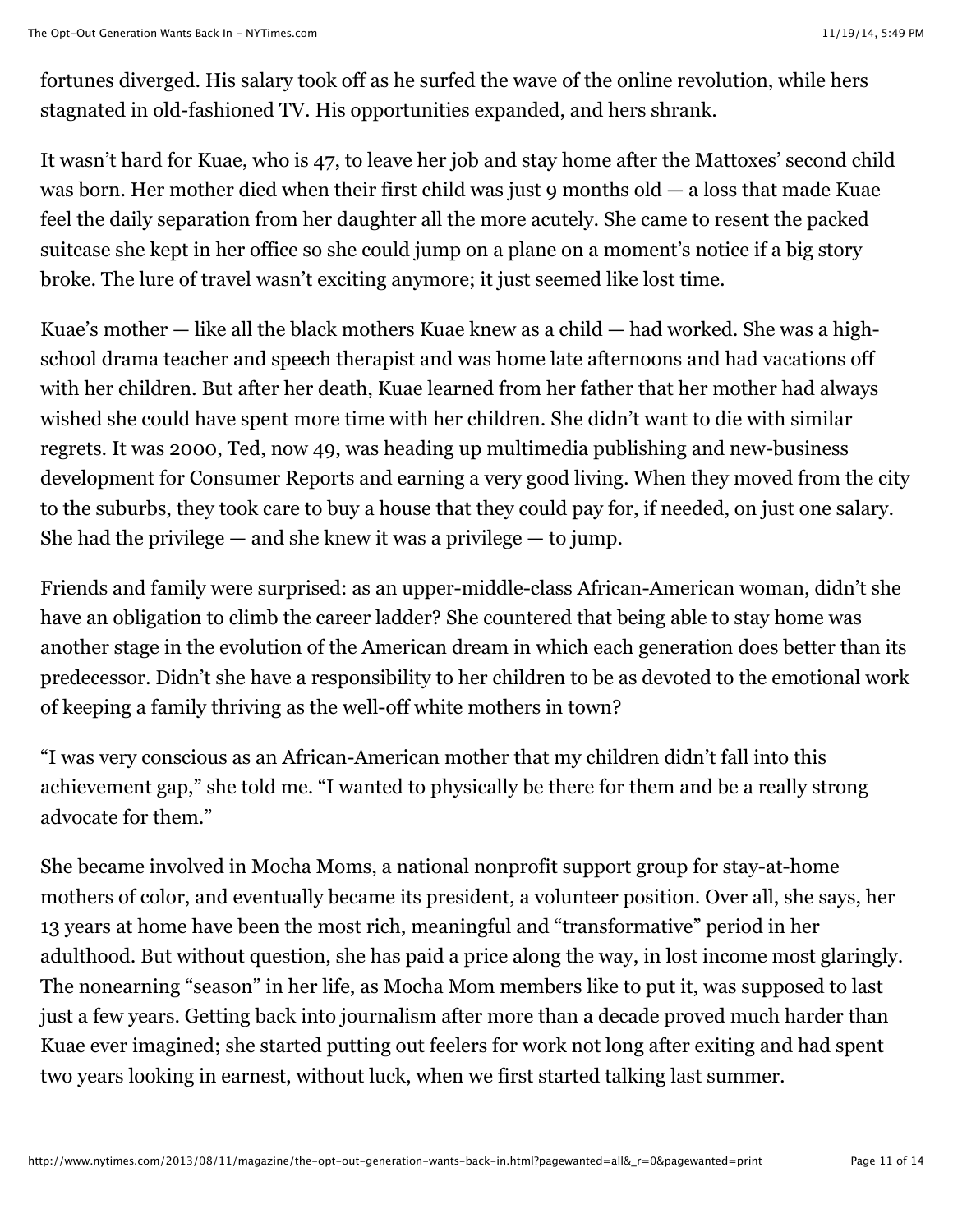fortunes diverged. His salary took off as he surfed the wave of the online revolution, while hers stagnated in old-fashioned TV. His opportunities expanded, and hers shrank.

It wasn't hard for Kuae, who is 47, to leave her job and stay home after the Mattoxes' second child was born. Her mother died when their first child was just 9 months old — a loss that made Kuae feel the daily separation from her daughter all the more acutely. She came to resent the packed suitcase she kept in her office so she could jump on a plane on a moment's notice if a big story broke. The lure of travel wasn't exciting anymore; it just seemed like lost time.

Kuae's mother — like all the black mothers Kuae knew as a child — had worked. She was a high-school drama teacher and speech therapist and was home late afternoons and had vacations off with her children. But after her death, Kuae learned from her father that her mother had always wished she could have spent more time with her children. She didn't want to die with similar regrets. It was 2000, Ted, now 49, was heading up multimedia publishing and new-business development for Consumer Reports and earning a very good living. When they moved from the city to the suburbs, they took care to buy a house that they could pay for, if needed, on just one salary. She had the privilege — and she knew it was a privilege — to jump.

Friends and family were surprised: as an upper-middle-class African-American woman, didn't she have an obligation to climb the career ladder? She countered that being able to stay home was another stage in the evolution of the American dream in which each generation does better than its predecessor. Didn't she have a responsibility to her children to be as devoted to the emotional work of keeping a family thriving as the well-off white mothers in town?

"I was very conscious as an African-American mother that my children didn't fall into this achievement gap," she told me. "I wanted to physically be there for them and be a really strong advocate for them."

She became involved in Mocha Moms, a national nonprofit support group for stay-at-home mothers of color, and eventually became its president, a volunteer position. Over all, she says, her 13 years at home have been the most rich, meaningful and "transformative" period in her adulthood. But without question, she has paid a price along the way, in lost income most glaringly. The nonearning "season" in her life, as Mocha Mom members like to put it, was supposed to last just a few years. Getting back into journalism after more than a decade proved much harder than Kuae ever imagined; she started putting out feelers for work not long after exiting and had spent two years looking in earnest, without luck, when we first started talking last summer.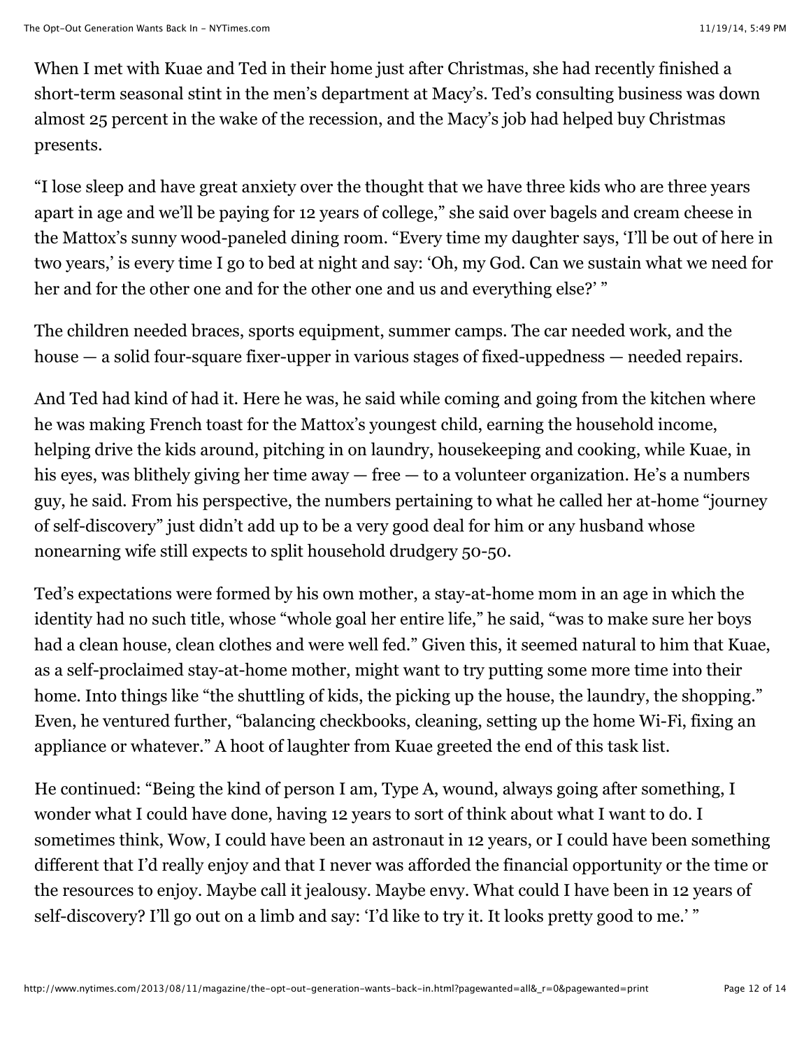When I met with Kuae and Ted in their home just after Christmas, she had recently finished a short-term seasonal stint in the men's department at Macy's. Ted's consulting business was down almost 25 percent in the wake of the recession, and the Macy's job had helped buy Christmas presents.

"I lose sleep and have great anxiety over the thought that we have three kids who are three years apart in age and we'll be paying for 12 years of college," she said over bagels and cream cheese in the Mattox's sunny wood-paneled dining room. "Every time my daughter says, 'I'll be out of here in two years,' is every time I go to bed at night and say: 'Oh, my God. Can we sustain what we need for her and for the other one and for the other one and us and everything else?' "

The children needed braces, sports equipment, summer camps. The car needed work, and the house — a solid four-square fixer-upper in various stages of fixed-uppedness — needed repairs.

And Ted had kind of had it. Here he was, he said while coming and going from the kitchen where he was making French toast for the Mattox's youngest child, earning the household income, helping drive the kids around, pitching in on laundry, housekeeping and cooking, while Kuae, in his eyes, was blithely giving her time away — free — to a volunteer organization. He's a numbers guy, he said. From his perspective, the numbers pertaining to what he called her at-home "journey of self-discovery" just didn't add up to be a very good deal for him or any husband whose nonearning wife still expects to split household drudgery 50-50.

Ted's expectations were formed by his own mother, a stay-at-home mom in an age in which the identity had no such title, whose "whole goal her entire life," he said, "was to make sure her boys had a clean house, clean clothes and were well fed." Given this, it seemed natural to him that Kuae, as a self-proclaimed stay-at-home mother, might want to try putting some more time into their home. Into things like "the shuttling of kids, the picking up the house, the laundry, the shopping." Even, he ventured further, "balancing checkbooks, cleaning, setting up the home Wi-Fi, fixing an appliance or whatever." A hoot of laughter from Kuae greeted the end of this task list.

He continued: "Being the kind of person I am, Type A, wound, always going after something, I wonder what I could have done, having 12 years to sort of think about what I want to do. I sometimes think, Wow, I could have been an astronaut in 12 years, or I could have been something different that I'd really enjoy and that I never was afforded the financial opportunity or the time or the resources to enjoy. Maybe call it jealousy. Maybe envy. What could I have been in 12 years of self-discovery? I'll go out on a limb and say: 'I'd like to try it. It looks pretty good to me.' "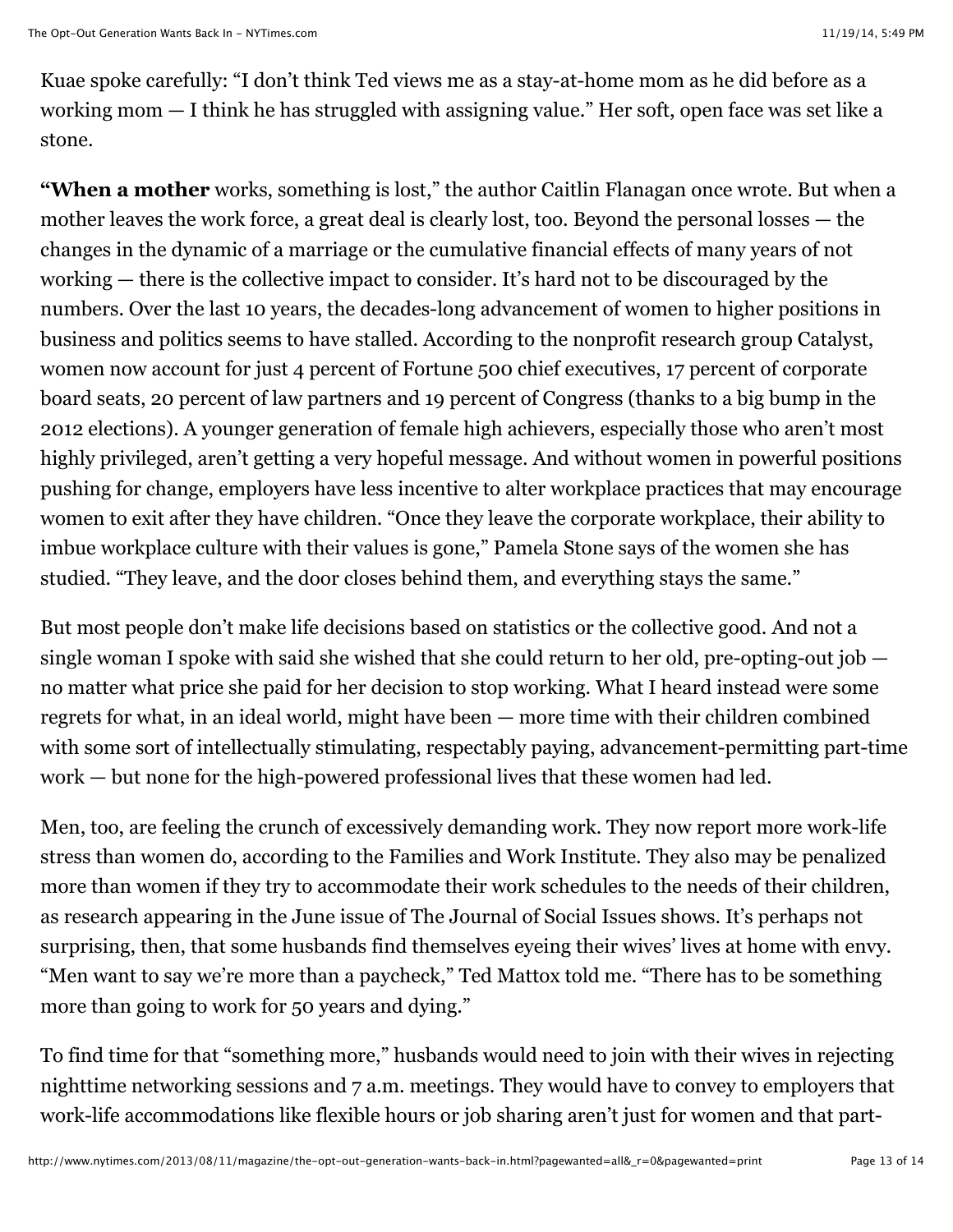Kuae spoke carefully: “I don’t think Ted views me as a stay-at-home mom as he did before as a working mom — I think he has struggled with assigning value.” Her soft, open face was set like a stone.

**“When a mother** works, something is lost,” the author Caitlin Flanagan once wrote. But when a mother leaves the work force, a great deal is clearly lost, too. Beyond the personal losses — the changes in the dynamic of a marriage or the cumulative financial effects of many years of not working — there is the collective impact to consider. It’s hard not to be discouraged by the numbers. Over the last 10 years, the decades-long advancement of women to higher positions in business and politics seems to have stalled. According to the nonprofit research group Catalyst, women now account for just 4 percent of Fortune 500 chief executives, 17 percent of corporate board seats, 20 percent of law partners and 19 percent of Congress (thanks to a big bump in the 2012 elections). A younger generation of female high achievers, especially those who aren’t most highly privileged, aren’t getting a very hopeful message. And without women in powerful positions pushing for change, employers have less incentive to alter workplace practices that may encourage women to exit after they have children. “Once they leave the corporate workplace, their ability to imbue workplace culture with their values is gone,” Pamela Stone says of the women she has studied. “They leave, and the door closes behind them, and everything stays the same.”

But most people don’t make life decisions based on statistics or the collective good. And not a single woman I spoke with said she wished that she could return to her old, pre-opting-out job — no matter what price she paid for her decision to stop working. What I heard instead were some regrets for what, in an ideal world, might have been — more time with their children combined with some sort of intellectually stimulating, respectably paying, advancement-permitting part-time work — but none for the high-powered professional lives that these women had led.

Men, too, are feeling the crunch of excessively demanding work. They now report more work-life stress than women do, according to the Families and Work Institute. They also may be penalized more than women if they try to accommodate their work schedules to the needs of their children, as research appearing in the June issue of The Journal of Social Issues shows. It’s perhaps not surprising, then, that some husbands find themselves eyeing their wives’ lives at home with envy. “Men want to say we’re more than a paycheck,” Ted Mattox told me. “There has to be something more than going to work for 50 years and dying.”

To find time for that “something more,” husbands would need to join with their wives in rejecting nighttime networking sessions and 7 a.m. meetings. They would have to convey to employers that work-life accommodations like flexible hours or job sharing aren’t just for women and that part-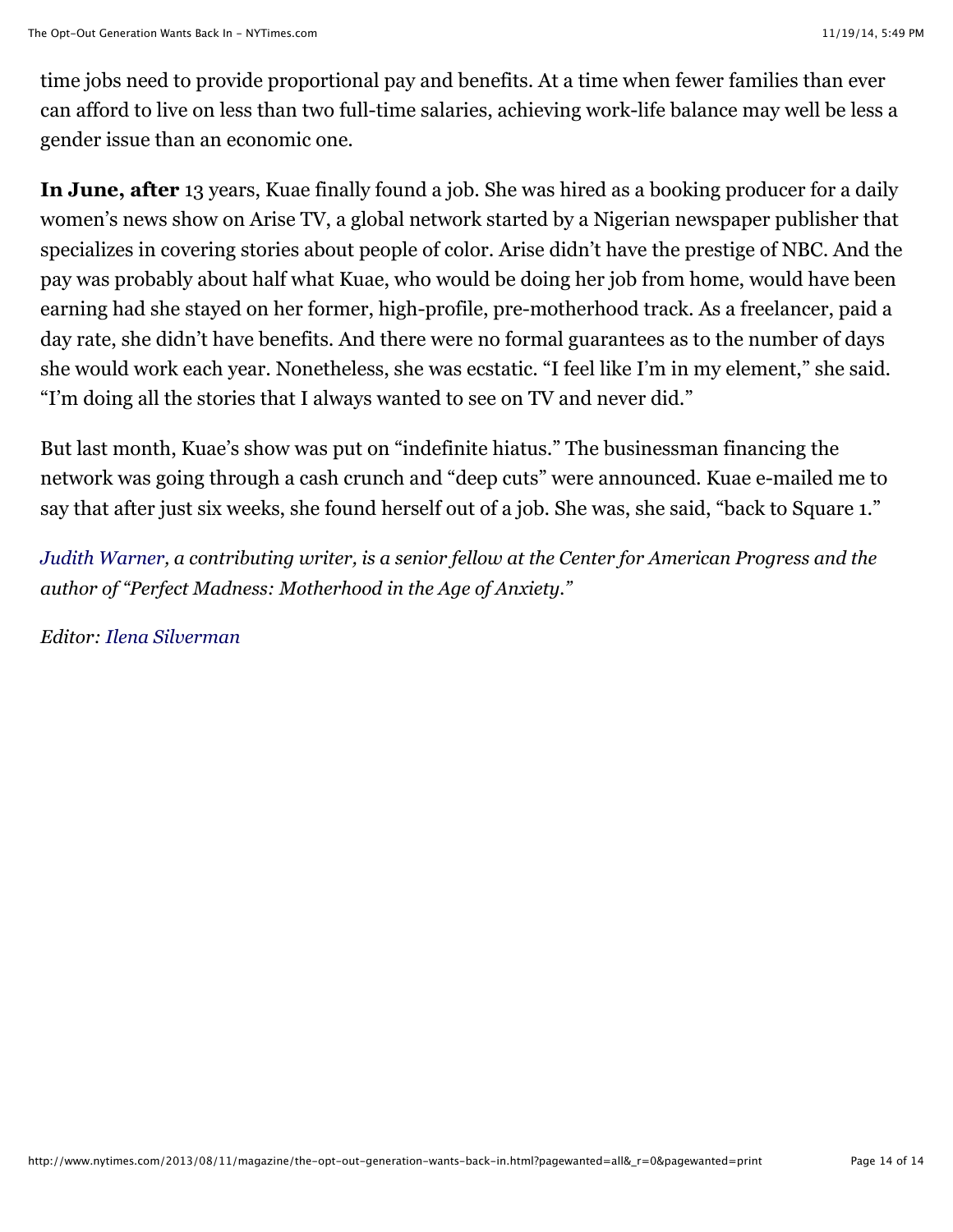time jobs need to provide proportional pay and benefits. At a time when fewer families than ever can afford to live on less than two full-time salaries, achieving work-life balance may well be less a gender issue than an economic one.

**In June, after** 13 years, Kuae finally found a job. She was hired as a booking producer for a daily women's news show on Arise TV, a global network started by a Nigerian newspaper publisher that specializes in covering stories about people of color. Arise didn't have the prestige of NBC. And the pay was probably about half what Kuae, who would be doing her job from home, would have been earning had she stayed on her former, high-profile, pre-motherhood track. As a freelancer, paid a day rate, she didn't have benefits. And there were no formal guarantees as to the number of days she would work each year. Nonetheless, she was ecstatic. "I feel like I'm in my element," she said. "I'm doing all the stories that I always wanted to see on TV and never did."

But last month, Kuae's show was put on "indefinite hiatus." The businessman financing the network was going through a cash crunch and "deep cuts" were announced. Kuae e-mailed me to say that after just six weeks, she found herself out of a job. She was, she said, "back to Square 1."

*Judith Warner, a contributing writer, is a senior fellow at the Center for American Progress and the author of "Perfect Madness: Motherhood in the Age of Anxiety."*

*Editor: Ilena Silverman*